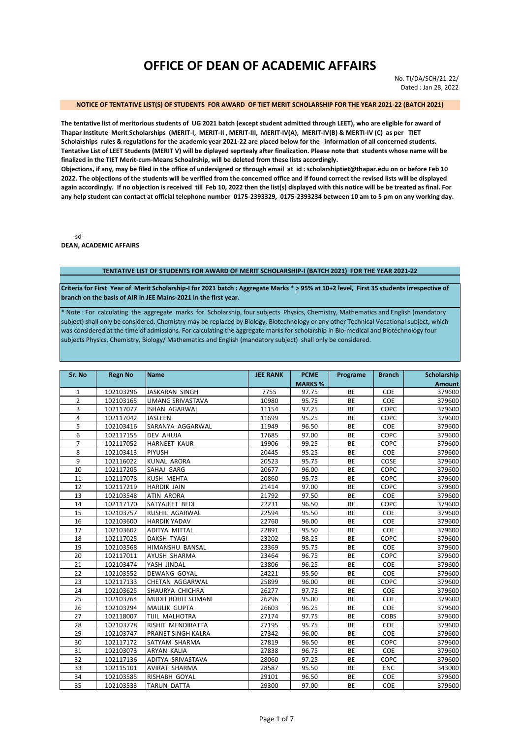# OFFICE OF DEAN OF ACADEMIC AFFAIRS

No. TI/DA/SCH/21-22/
Dated : Jan 28, 2022

**NOTICE OF TENTATIVE LIST(S) OF STUDENTS FOR AWARD OF TIET MERIT SCHOLARSHIP FOR THE YEAR 2021-22 (BATCH 2021)**

**The tentative list of meritorious students of UG 2021 batch (except student admitted through LEET), who are eligible for award of Thapar Institute Merit Scholarships (MERIT-I, MERIT-II , MERIT-III, MERIT-IV(A), MERIT-IV(B) & MERTI-IV (C) as per TIET Scholarships rules & regulations for the academic year 2021-22 are placed below for the information of all concerned students. Tentative List of LEET Students (MERIT V) will be diplayed seprtealy after finalization. Please note that students whose name will be finalized in the TIET Merit-cum-Means Schoalrship, will be deleted from these lists accordingly.**

**Objections, if any, may be filed in the office of undersigned or through email at id : scholarshiptiet@thapar.edu on or before Feb 10 2022. The objections of the students will be verified from the concerned office and if found correct the revised lists will be displayed again accordingly. If no objection is received till Feb 10, 2022 then the list(s) displayed with this notice will be be treated as final. For any help student can contact at official telephone number 0175-2393329, 0175-2393234 between 10 am to 5 pm on any working day.**

-sd-
**DEAN, ACADEMIC AFFAIRS**

**TENTATIVE LIST OF STUDENTS FOR AWARD OF MERIT SCHOLARSHIP-I (BATCH 2021) FOR THE YEAR 2021-22**

**Criteria for First Year of Merit Scholarship-I for 2021 batch : Aggregate Marks * ≥ 95% at 10+2 level, First 35 students irrespective of branch on the basis of AIR in JEE Mains-2021 in the first year.**

* Note : For calculating the aggregate marks for Scholarship, four subjects Physics, Chemistry, Mathematics and English (mandatory subject) shall only be considered. Chemistry may be replaced by Biology, Biotechnology or any other Technical Vocational subject, which was considered at the time of admissions. For calculating the aggregate marks for scholarship in Bio-medical and Biotechnology four subjects Physics, Chemistry, Biology/ Mathematics and English (mandatory subject) shall only be considered.

| Sr. No | Regn No | Name | JEE RANK | PCME MARKS % | Programe | Branch | Scholarship Amount |
|---|---|---|---|---|---|---|---|
| 1 | 102103296 | JASKARAN SINGH | 7755 | 97.75 | BE | COE | 379600 |
| 2 | 102103165 | UMANG SRIVASTAVA | 10980 | 95.75 | BE | COE | 379600 |
| 3 | 102117077 | ISHAN AGARWAL | 11154 | 97.25 | BE | COPC | 379600 |
| 4 | 102117042 | JASLEEN | 11699 | 95.25 | BE | COPC | 379600 |
| 5 | 102103416 | SARANYA AGGARWAL | 11949 | 96.50 | BE | COE | 379600 |
| 6 | 102117155 | DEV AHUJA | 17685 | 97.00 | BE | COPC | 379600 |
| 7 | 102117052 | HARNEET KAUR | 19906 | 99.25 | BE | COPC | 379600 |
| 8 | 102103413 | PIYUSH | 20445 | 95.25 | BE | COE | 379600 |
| 9 | 102116022 | KUNAL ARORA | 20523 | 95.75 | BE | COSE | 379600 |
| 10 | 102117205 | SAHAJ GARG | 20677 | 96.00 | BE | COPC | 379600 |
| 11 | 102117078 | KUSH MEHTA | 20860 | 95.75 | BE | COPC | 379600 |
| 12 | 102117219 | HARDIK JAIN | 21414 | 97.00 | BE | COPC | 379600 |
| 13 | 102103548 | ATIN ARORA | 21792 | 97.50 | BE | COE | 379600 |
| 14 | 102117170 | SATYAJEET BEDI | 22231 | 96.50 | BE | COPC | 379600 |
| 15 | 102103757 | RUSHIL AGARWAL | 22594 | 95.50 | BE | COE | 379600 |
| 16 | 102103600 | HARDIK YADAV | 22760 | 96.00 | BE | COE | 379600 |
| 17 | 102103602 | ADITYA MITTAL | 22891 | 95.50 | BE | COE | 379600 |
| 18 | 102117025 | DAKSH TYAGI | 23202 | 98.25 | BE | COPC | 379600 |
| 19 | 102103568 | HIMANSHU BANSAL | 23369 | 95.75 | BE | COE | 379600 |
| 20 | 102117011 | AYUSH SHARMA | 23464 | 96.75 | BE | COPC | 379600 |
| 21 | 102103474 | YASH JINDAL | 23806 | 96.25 | BE | COE | 379600 |
| 22 | 102103552 | DEWANG GOYAL | 24221 | 95.50 | BE | COE | 379600 |
| 23 | 102117133 | CHETAN AGGARWAL | 25899 | 96.00 | BE | COPC | 379600 |
| 24 | 102103625 | SHAURYA CHICHRA | 26277 | 97.75 | BE | COE | 379600 |
| 25 | 102103764 | MUDIT ROHIT SOMANI | 26296 | 95.00 | BE | COE | 379600 |
| 26 | 102103294 | MAULIK GUPTA | 26603 | 96.25 | BE | COE | 379600 |
| 27 | 102118007 | TIJIL MALHOTRA | 27174 | 97.75 | BE | COBS | 379600 |
| 28 | 102103778 | RISHIT MENDIRATTA | 27195 | 95.75 | BE | COE | 379600 |
| 29 | 102103747 | PRANET SINGH KALRA | 27342 | 96.00 | BE | COE | 379600 |
| 30 | 102117172 | SATYAM SHARMA | 27819 | 96.50 | BE | COPC | 379600 |
| 31 | 102103073 | ARYAN KALIA | 27838 | 96.75 | BE | COE | 379600 |
| 32 | 102117136 | ADITYA SRIVASTAVA | 28060 | 97.25 | BE | COPC | 379600 |
| 33 | 102115101 | AVIRAT SHARMA | 28587 | 95.50 | BE | ENC | 343000 |
| 34 | 102103585 | RISHABH GOYAL | 29101 | 96.50 | BE | COE | 379600 |
| 35 | 102103533 | TARUN DATTA | 29300 | 97.00 | BE | COE | 379600 |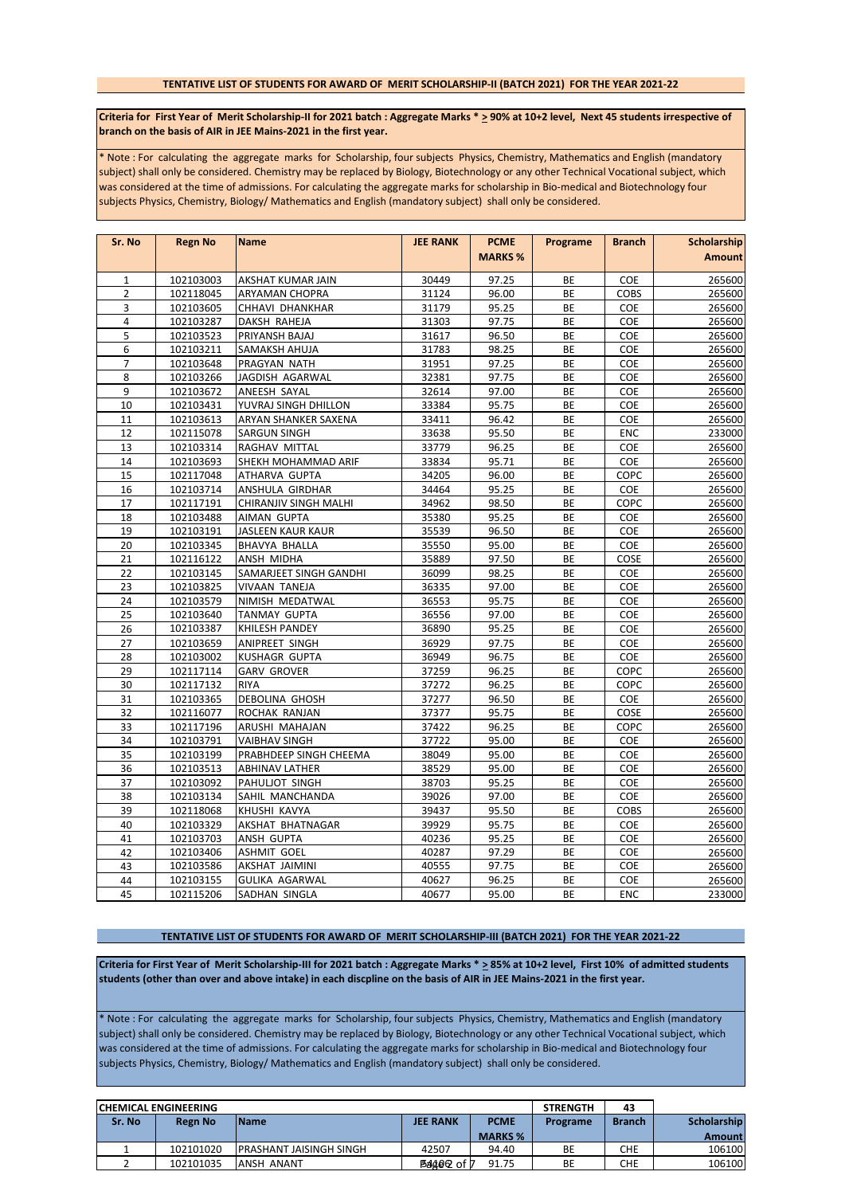**TENTATIVE LIST OF STUDENTS FOR AWARD OF MERIT SCHOLARSHIP-II (BATCH 2021) FOR THE YEAR 2021-22**

**Criteria for First Year of Merit Scholarship-II for 2021 batch : Aggregate Marks * > 90% at 10+2 level, Next 45 students irrespective of branch on the basis of AIR in JEE Mains-2021 in the first year.**

* Note : For calculating the aggregate marks for Scholarship, four subjects Physics, Chemistry, Mathematics and English (mandatory subject) shall only be considered. Chemistry may be replaced by Biology, Biotechnology or any other Technical Vocational subject, which was considered at the time of admissions. For calculating the aggregate marks for scholarship in Bio-medical and Biotechnology four subjects Physics, Chemistry, Biology/ Mathematics and English (mandatory subject) shall only be considered.

| Sr. No | Regn No | Name | JEE RANK | PCME MARKS % | Programe | Branch | Scholarship Amount |
|---|---|---|---|---|---|---|---|
| 1 | 102103003 | AKSHAT KUMAR JAIN | 30449 | 97.25 | BE | COE | 265600 |
| 2 | 102118045 | ARYAMAN CHOPRA | 31124 | 96.00 | BE | COBS | 265600 |
| 3 | 102103605 | CHHAVI DHANKHAR | 31179 | 95.25 | BE | COE | 265600 |
| 4 | 102103287 | DAKSH RAHEJA | 31303 | 97.75 | BE | COE | 265600 |
| 5 | 102103523 | PRIYANSH BAJAJ | 31617 | 96.50 | BE | COE | 265600 |
| 6 | 102103211 | SAMAKSH AHUJA | 31783 | 98.25 | BE | COE | 265600 |
| 7 | 102103648 | PRAGYAN NATH | 31951 | 97.25 | BE | COE | 265600 |
| 8 | 102103266 | JAGDISH AGARWAL | 32381 | 97.75 | BE | COE | 265600 |
| 9 | 102103672 | ANEESH SAYAL | 32614 | 97.00 | BE | COE | 265600 |
| 10 | 102103431 | YUVRAJ SINGH DHILLON | 33384 | 95.75 | BE | COE | 265600 |
| 11 | 102103613 | ARYAN SHANKER SAXENA | 33411 | 96.42 | BE | COE | 265600 |
| 12 | 102115078 | SARGUN SINGH | 33638 | 95.50 | BE | ENC | 233000 |
| 13 | 102103314 | RAGHAV MITTAL | 33779 | 96.25 | BE | COE | 265600 |
| 14 | 102103693 | SHEKH MOHAMMAD ARIF | 33834 | 95.71 | BE | COE | 265600 |
| 15 | 102117048 | ATHARVA GUPTA | 34205 | 96.00 | BE | COPC | 265600 |
| 16 | 102103714 | ANSHULA GIRDHAR | 34464 | 95.25 | BE | COE | 265600 |
| 17 | 102117191 | CHIRANJIV SINGH MALHI | 34962 | 98.50 | BE | COPC | 265600 |
| 18 | 102103488 | AIMAN GUPTA | 35380 | 95.25 | BE | COE | 265600 |
| 19 | 102103191 | JASLEEN KAUR KAUR | 35539 | 96.50 | BE | COE | 265600 |
| 20 | 102103345 | BHAVYA BHALLA | 35550 | 95.00 | BE | COE | 265600 |
| 21 | 102116122 | ANSH MIDHA | 35889 | 97.50 | BE | COSE | 265600 |
| 22 | 102103145 | SAMARJEET SINGH GANDHI | 36099 | 98.25 | BE | COE | 265600 |
| 23 | 102103825 | VIVAAN TANEJA | 36335 | 97.00 | BE | COE | 265600 |
| 24 | 102103579 | NIMISH MEDATWAL | 36553 | 95.75 | BE | COE | 265600 |
| 25 | 102103640 | TANMAY GUPTA | 36556 | 97.00 | BE | COE | 265600 |
| 26 | 102103387 | KHILESH PANDEY | 36890 | 95.25 | BE | COE | 265600 |
| 27 | 102103659 | ANIPREET SINGH | 36929 | 97.75 | BE | COE | 265600 |
| 28 | 102103002 | KUSHAGR GUPTA | 36949 | 96.75 | BE | COE | 265600 |
| 29 | 102117114 | GARV GROVER | 37259 | 96.25 | BE | COPC | 265600 |
| 30 | 102117132 | RIYA | 37272 | 96.25 | BE | COPC | 265600 |
| 31 | 102103365 | DEBOLINA GHOSH | 37277 | 96.50 | BE | COE | 265600 |
| 32 | 102116077 | ROCHAK RANJAN | 37377 | 95.75 | BE | COSE | 265600 |
| 33 | 102117196 | ARUSHI MAHAJAN | 37422 | 96.25 | BE | COPC | 265600 |
| 34 | 102103791 | VAIBHAV SINGH | 37722 | 95.00 | BE | COE | 265600 |
| 35 | 102103199 | PRABHDEEP SINGH CHEEMA | 38049 | 95.00 | BE | COE | 265600 |
| 36 | 102103513 | ABHINAV LATHER | 38529 | 95.00 | BE | COE | 265600 |
| 37 | 102103092 | PAHULJOT SINGH | 38703 | 95.25 | BE | COE | 265600 |
| 38 | 102103134 | SAHIL MANCHANDA | 39026 | 97.00 | BE | COE | 265600 |
| 39 | 102118068 | KHUSHI KAVYA | 39437 | 95.50 | BE | COBS | 265600 |
| 40 | 102103329 | AKSHAT BHATNAGAR | 39929 | 95.75 | BE | COE | 265600 |
| 41 | 102103703 | ANSH GUPTA | 40236 | 95.25 | BE | COE | 265600 |
| 42 | 102103406 | ASHMIT GOEL | 40287 | 97.29 | BE | COE | 265600 |
| 43 | 102103586 | AKSHAT JAIMINI | 40555 | 97.75 | BE | COE | 265600 |
| 44 | 102103155 | GULIKA AGARWAL | 40627 | 96.25 | BE | COE | 265600 |
| 45 | 102115206 | SADHAN SINGLA | 40677 | 95.00 | BE | ENC | 233000 |

**TENTATIVE LIST OF STUDENTS FOR AWARD OF MERIT SCHOLARSHIP-III (BATCH 2021) FOR THE YEAR 2021-22**

**Criteria for First Year of Merit Scholarship-III for 2021 batch : Aggregate Marks * > 85% at 10+2 level, First 10% of admitted students students (other than over and above intake) in each discpline on the basis of AIR in JEE Mains-2021 in the first year.**

* Note : For calculating the aggregate marks for Scholarship, four subjects Physics, Chemistry, Mathematics and English (mandatory subject) shall only be considered. Chemistry may be replaced by Biology, Biotechnology or any other Technical Vocational subject, which was considered at the time of admissions. For calculating the aggregate marks for scholarship in Bio-medical and Biotechnology four subjects Physics, Chemistry, Biology/ Mathematics and English (mandatory subject) shall only be considered.

| CHEMICAL ENGINEERING | | | | | STRENGTH | 43 | |
|---|---|---|---|---|---|---|---|
| Sr. No | Regn No | Name | JEE RANK | PCME MARKS % | Programe | Branch | Scholarship Amount |
| 1 | 102101020 | PRASHANT JAISINGH SINGH | 42507 | 94.40 | BE | CHE | 106100 |
| 2 | 102101035 | ANSH ANANT | 54408 | 91.75 | BE | CHE | 106100 |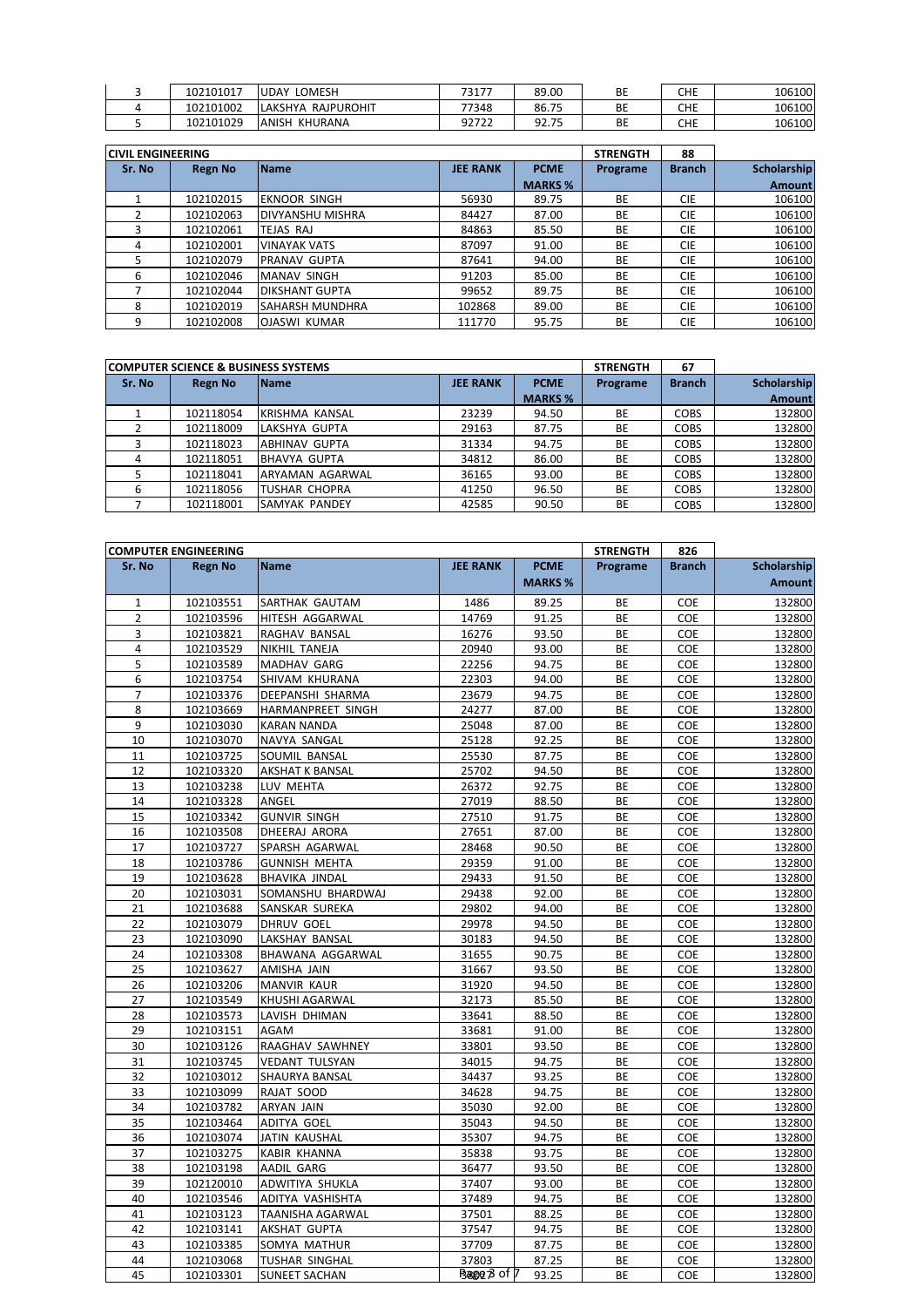| 3 | 102101017 | UDAY LOMESH | 73177 | 89.00 | BE | CHE | 106100 |
|---|---|---|---|---|---|---|---|
| 4 | 102101002 | LAKSHYA RAJPUROHIT | 77348 | 86.75 | BE | CHE | 106100 |
| 5 | 102101029 | ANISH KHURANA | 92722 | 92.75 | BE | CHE | 106100 |

| CIVIL ENGINEERING | | | | | STRENGTH | 88 | |
|---|---|---|---|---|---|---|---|
| Sr. No | Regn No | Name | JEE RANK | PCME MARKS % | Programe | Branch | Scholarship Amount |
| 1 | 102102015 | EKNOOR SINGH | 56930 | 89.75 | BE | CIE | 106100 |
| 2 | 102102063 | DIVYANSHU MISHRA | 84427 | 87.00 | BE | CIE | 106100 |
| 3 | 102102061 | TEJAS RAJ | 84863 | 85.50 | BE | CIE | 106100 |
| 4 | 102102001 | VINAYAK VATS | 87097 | 91.00 | BE | CIE | 106100 |
| 5 | 102102079 | PRANAV GUPTA | 87641 | 94.00 | BE | CIE | 106100 |
| 6 | 102102046 | MANAV SINGH | 91203 | 85.00 | BE | CIE | 106100 |
| 7 | 102102044 | DIKSHANT GUPTA | 99652 | 89.75 | BE | CIE | 106100 |
| 8 | 102102019 | SAHARSH MUNDHRA | 102868 | 89.00 | BE | CIE | 106100 |
| 9 | 102102008 | OJASWI KUMAR | 111770 | 95.75 | BE | CIE | 106100 |

| COMPUTER SCIENCE & BUSINESS SYSTEMS | | | | | STRENGTH | 67 | |
|---|---|---|---|---|---|---|---|
| Sr. No | Regn No | Name | JEE RANK | PCME MARKS % | Programe | Branch | Scholarship Amount |
| 1 | 102118054 | KRISHMA KANSAL | 23239 | 94.50 | BE | COBS | 132800 |
| 2 | 102118009 | LAKSHYA GUPTA | 29163 | 87.75 | BE | COBS | 132800 |
| 3 | 102118023 | ABHINAV GUPTA | 31334 | 94.75 | BE | COBS | 132800 |
| 4 | 102118051 | BHAVYA GUPTA | 34812 | 86.00 | BE | COBS | 132800 |
| 5 | 102118041 | ARYAMAN AGARWAL | 36165 | 93.00 | BE | COBS | 132800 |
| 6 | 102118056 | TUSHAR CHOPRA | 41250 | 96.50 | BE | COBS | 132800 |
| 7 | 102118001 | SAMYAK PANDEY | 42585 | 90.50 | BE | COBS | 132800 |

| COMPUTER ENGINEERING | | | | | STRENGTH | 826 | |
|---|---|---|---|---|---|---|---|
| Sr. No | Regn No | Name | JEE RANK | PCME MARKS % | Programe | Branch | Scholarship Amount |
| 1 | 102103551 | SARTHAK GAUTAM | 1486 | 89.25 | BE | COE | 132800 |
| 2 | 102103596 | HITESH AGGARWAL | 14769 | 91.25 | BE | COE | 132800 |
| 3 | 102103821 | RAGHAV BANSAL | 16276 | 93.50 | BE | COE | 132800 |
| 4 | 102103529 | NIKHIL TANEJA | 20940 | 93.00 | BE | COE | 132800 |
| 5 | 102103589 | MADHAV GARG | 22256 | 94.75 | BE | COE | 132800 |
| 6 | 102103754 | SHIVAM KHURANA | 22303 | 94.00 | BE | COE | 132800 |
| 7 | 102103376 | DEEPANSHI SHARMA | 23679 | 94.75 | BE | COE | 132800 |
| 8 | 102103669 | HARMANPREET SINGH | 24277 | 87.00 | BE | COE | 132800 |
| 9 | 102103030 | KARAN NANDA | 25048 | 87.00 | BE | COE | 132800 |
| 10 | 102103070 | NAVYA SANGAL | 25128 | 92.25 | BE | COE | 132800 |
| 11 | 102103725 | SOUMIL BANSAL | 25530 | 87.75 | BE | COE | 132800 |
| 12 | 102103320 | AKSHAT K BANSAL | 25702 | 94.50 | BE | COE | 132800 |
| 13 | 102103238 | LUV MEHTA | 26372 | 92.75 | BE | COE | 132800 |
| 14 | 102103328 | ANGEL | 27019 | 88.50 | BE | COE | 132800 |
| 15 | 102103342 | GUNVIR SINGH | 27510 | 91.75 | BE | COE | 132800 |
| 16 | 102103508 | DHEERAJ ARORA | 27651 | 87.00 | BE | COE | 132800 |
| 17 | 102103727 | SPARSH AGARWAL | 28468 | 90.50 | BE | COE | 132800 |
| 18 | 102103786 | GUNNISH MEHTA | 29359 | 91.00 | BE | COE | 132800 |
| 19 | 102103628 | BHAVIKA JINDAL | 29433 | 91.50 | BE | COE | 132800 |
| 20 | 102103031 | SOMANSHU BHARDWAJ | 29438 | 92.00 | BE | COE | 132800 |
| 21 | 102103688 | SANSKAR SUREKA | 29802 | 94.00 | BE | COE | 132800 |
| 22 | 102103079 | DHRUV GOEL | 29978 | 94.50 | BE | COE | 132800 |
| 23 | 102103090 | LAKSHAY BANSAL | 30183 | 94.50 | BE | COE | 132800 |
| 24 | 102103308 | BHAWANA AGGARWAL | 31655 | 90.75 | BE | COE | 132800 |
| 25 | 102103627 | AMISHA JAIN | 31667 | 93.50 | BE | COE | 132800 |
| 26 | 102103206 | MANVIR KAUR | 31920 | 94.50 | BE | COE | 132800 |
| 27 | 102103549 | KHUSHI AGARWAL | 32173 | 85.50 | BE | COE | 132800 |
| 28 | 102103573 | LAVISH DHIMAN | 33641 | 88.50 | BE | COE | 132800 |
| 29 | 102103151 | AGAM | 33681 | 91.00 | BE | COE | 132800 |
| 30 | 102103126 | RAAGHAV SAWHNEY | 33801 | 93.50 | BE | COE | 132800 |
| 31 | 102103745 | VEDANT TULSYAN | 34015 | 94.75 | BE | COE | 132800 |
| 32 | 102103012 | SHAURYA BANSAL | 34437 | 93.25 | BE | COE | 132800 |
| 33 | 102103099 | RAJAT SOOD | 34628 | 94.75 | BE | COE | 132800 |
| 34 | 102103782 | ARYAN JAIN | 35030 | 92.00 | BE | COE | 132800 |
| 35 | 102103464 | ADITYA GOEL | 35043 | 94.50 | BE | COE | 132800 |
| 36 | 102103074 | JATIN KAUSHAL | 35307 | 94.75 | BE | COE | 132800 |
| 37 | 102103275 | KABIR KHANNA | 35838 | 93.75 | BE | COE | 132800 |
| 38 | 102103198 | AADIL GARG | 36477 | 93.50 | BE | COE | 132800 |
| 39 | 102120010 | ADWITIYA SHUKLA | 37407 | 93.00 | BE | COE | 132800 |
| 40 | 102103546 | ADITYA VASHISHTA | 37489 | 94.75 | BE | COE | 132800 |
| 41 | 102103123 | TAANISHA AGARWAL | 37501 | 88.25 | BE | COE | 132800 |
| 42 | 102103141 | AKSHAT GUPTA | 37547 | 94.75 | BE | COE | 132800 |
| 43 | 102103385 | SOMYA MATHUR | 37709 | 87.75 | BE | COE | 132800 |
| 44 | 102103068 | TUSHAR SINGHAL | 37803 | 87.25 | BE | COE | 132800 |
| 45 | 102103301 | SUNEET SACHAN | 38023 | 93.25 | BE | COE | 132800 |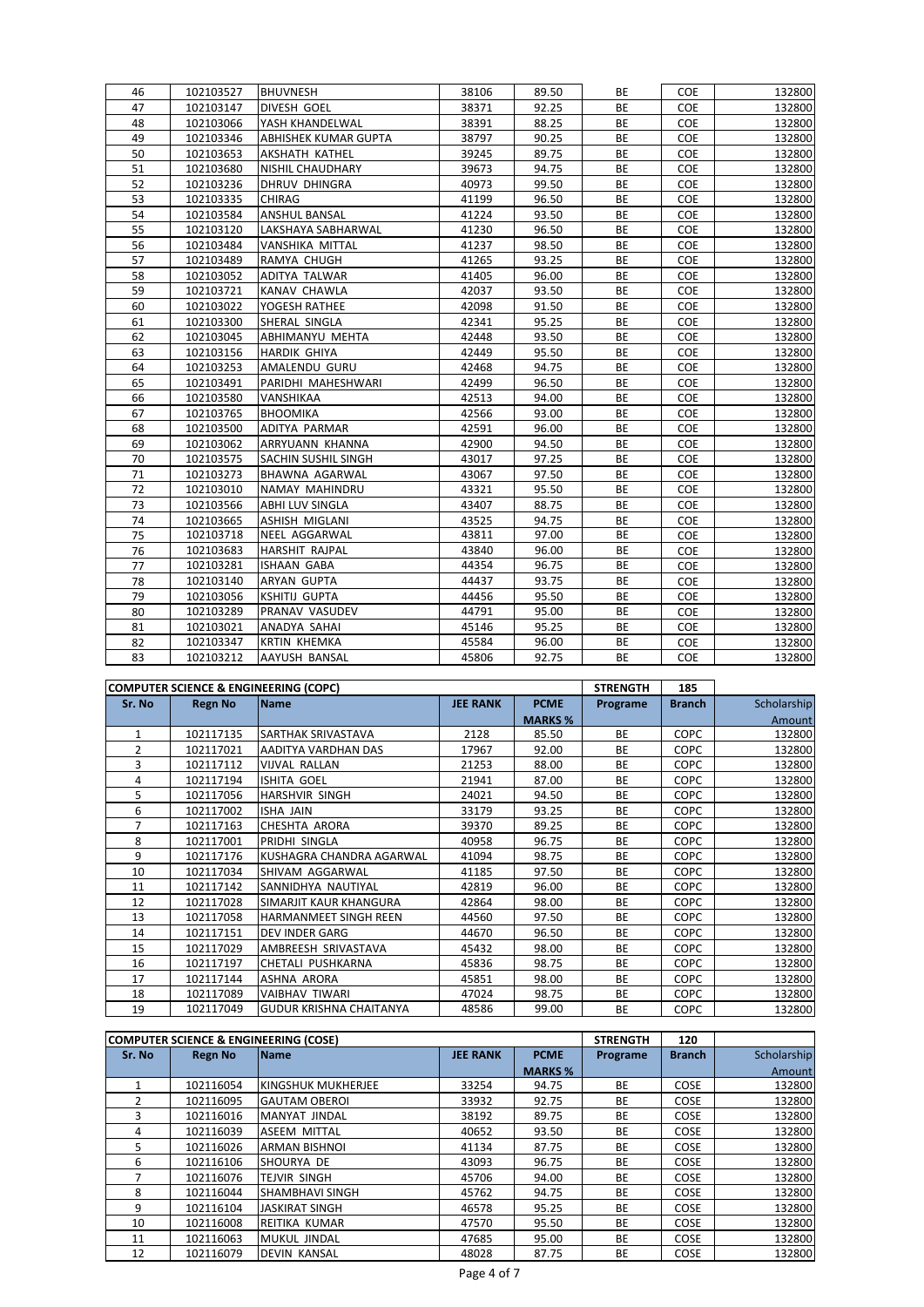| 46 | 102103527 | BHUVNESH | 38106 | 89.50 | BE | COE | 132800 |
|---|---|---|---|---|---|---|---|
| 47 | 102103147 | DIVESH GOEL | 38371 | 92.25 | BE | COE | 132800 |
| 48 | 102103066 | YASH KHANDELWAL | 38391 | 88.25 | BE | COE | 132800 |
| 49 | 102103346 | ABHISHEK KUMAR GUPTA | 38797 | 90.25 | BE | COE | 132800 |
| 50 | 102103653 | AKSHATH KATHEL | 39245 | 89.75 | BE | COE | 132800 |
| 51 | 102103680 | NISHIL CHAUDHARY | 39673 | 94.75 | BE | COE | 132800 |
| 52 | 102103236 | DHRUV DHINGRA | 40973 | 99.50 | BE | COE | 132800 |
| 53 | 102103335 | CHIRAG | 41199 | 96.50 | BE | COE | 132800 |
| 54 | 102103584 | ANSHUL BANSAL | 41224 | 93.50 | BE | COE | 132800 |
| 55 | 102103120 | LAKSHAYA SABHARWAL | 41230 | 96.50 | BE | COE | 132800 |
| 56 | 102103484 | VANSHIKA MITTAL | 41237 | 98.50 | BE | COE | 132800 |
| 57 | 102103489 | RAMYA CHUGH | 41265 | 93.25 | BE | COE | 132800 |
| 58 | 102103052 | ADITYA TALWAR | 41405 | 96.00 | BE | COE | 132800 |
| 59 | 102103721 | KANAV CHAWLA | 42037 | 93.50 | BE | COE | 132800 |
| 60 | 102103022 | YOGESH RATHEE | 42098 | 91.50 | BE | COE | 132800 |
| 61 | 102103300 | SHERAL SINGLA | 42341 | 95.25 | BE | COE | 132800 |
| 62 | 102103045 | ABHIMANYU MEHTA | 42448 | 93.50 | BE | COE | 132800 |
| 63 | 102103156 | HARDIK GHIYA | 42449 | 95.50 | BE | COE | 132800 |
| 64 | 102103253 | AMALENDU GURU | 42468 | 94.75 | BE | COE | 132800 |
| 65 | 102103491 | PARIDHI MAHESHWARI | 42499 | 96.50 | BE | COE | 132800 |
| 66 | 102103580 | VANSHIKAA | 42513 | 94.00 | BE | COE | 132800 |
| 67 | 102103765 | BHOOMIKA | 42566 | 93.00 | BE | COE | 132800 |
| 68 | 102103500 | ADITYA PARMAR | 42591 | 96.00 | BE | COE | 132800 |
| 69 | 102103062 | ARRYUANN KHANNA | 42900 | 94.50 | BE | COE | 132800 |
| 70 | 102103575 | SACHIN SUSHIL SINGH | 43017 | 97.25 | BE | COE | 132800 |
| 71 | 102103273 | BHAWNA AGARWAL | 43067 | 97.50 | BE | COE | 132800 |
| 72 | 102103010 | NAMAY MAHINDRU | 43321 | 95.50 | BE | COE | 132800 |
| 73 | 102103566 | ABHI LUV SINGLA | 43407 | 88.75 | BE | COE | 132800 |
| 74 | 102103665 | ASHISH MIGLANI | 43525 | 94.75 | BE | COE | 132800 |
| 75 | 102103718 | NEEL AGGARWAL | 43811 | 97.00 | BE | COE | 132800 |
| 76 | 102103683 | HARSHIT RAJPAL | 43840 | 96.00 | BE | COE | 132800 |
| 77 | 102103281 | ISHAAN GABA | 44354 | 96.75 | BE | COE | 132800 |
| 78 | 102103140 | ARYAN GUPTA | 44437 | 93.75 | BE | COE | 132800 |
| 79 | 102103056 | KSHITIJ GUPTA | 44456 | 95.50 | BE | COE | 132800 |
| 80 | 102103289 | PRANAV VASUDEV | 44791 | 95.00 | BE | COE | 132800 |
| 81 | 102103021 | ANADYA SAHAI | 45146 | 95.25 | BE | COE | 132800 |
| 82 | 102103347 | KRTIN KHEMKA | 45584 | 96.00 | BE | COE | 132800 |
| 83 | 102103212 | AAYUSH BANSAL | 45806 | 92.75 | BE | COE | 132800 |

| COMPUTER SCIENCE & ENGINEERING (COPC) | | | | | STRENGTH | 185 | |
|---|---|---|---|---|---|---|---|
| Sr. No | Regn No | Name | JEE RANK | PCME MARKS % | Programe | Branch | Scholarship Amount |
| 1 | 102117135 | SARTHAK SRIVASTAVA | 2128 | 85.50 | BE | COPC | 132800 |
| 2 | 102117021 | AADITYA VARDHAN DAS | 17967 | 92.00 | BE | COPC | 132800 |
| 3 | 102117112 | VIJVAL RALLAN | 21253 | 88.00 | BE | COPC | 132800 |
| 4 | 102117194 | ISHITA GOEL | 21941 | 87.00 | BE | COPC | 132800 |
| 5 | 102117056 | HARSHVIR SINGH | 24021 | 94.50 | BE | COPC | 132800 |
| 6 | 102117002 | ISHA JAIN | 33179 | 93.25 | BE | COPC | 132800 |
| 7 | 102117163 | CHESHTA ARORA | 39370 | 89.25 | BE | COPC | 132800 |
| 8 | 102117001 | PRIDHI SINGLA | 40958 | 96.75 | BE | COPC | 132800 |
| 9 | 102117176 | KUSHAGRA CHANDRA AGARWAL | 41094 | 98.75 | BE | COPC | 132800 |
| 10 | 102117034 | SHIVAM AGGARWAL | 41185 | 97.50 | BE | COPC | 132800 |
| 11 | 102117142 | SANNIDHYA NAUTIYAL | 42819 | 96.00 | BE | COPC | 132800 |
| 12 | 102117028 | SIMARJIT KAUR KHANGURA | 42864 | 98.00 | BE | COPC | 132800 |
| 13 | 102117058 | HARMANMEET SINGH REEN | 44560 | 97.50 | BE | COPC | 132800 |
| 14 | 102117151 | DEV INDER GARG | 44670 | 96.50 | BE | COPC | 132800 |
| 15 | 102117029 | AMBREESH SRIVASTAVA | 45432 | 98.00 | BE | COPC | 132800 |
| 16 | 102117197 | CHETALI PUSHKARNA | 45836 | 98.75 | BE | COPC | 132800 |
| 17 | 102117144 | ASHNA ARORA | 45851 | 98.00 | BE | COPC | 132800 |
| 18 | 102117089 | VAIBHAV TIWARI | 47024 | 98.75 | BE | COPC | 132800 |
| 19 | 102117049 | GUDUR KRISHNA CHAITANYA | 48586 | 99.00 | BE | COPC | 132800 |

| COMPUTER SCIENCE & ENGINEERING (COSE) | | | | | STRENGTH | 120 | |
|---|---|---|---|---|---|---|---|
| Sr. No | Regn No | Name | JEE RANK | PCME MARKS % | Programe | Branch | Scholarship Amount |
| 1 | 102116054 | KINGSHUK MUKHERJEE | 33254 | 94.75 | BE | COSE | 132800 |
| 2 | 102116095 | GAUTAM OBEROI | 33932 | 92.75 | BE | COSE | 132800 |
| 3 | 102116016 | MANYAT JINDAL | 38192 | 89.75 | BE | COSE | 132800 |
| 4 | 102116039 | ASEEM MITTAL | 40652 | 93.50 | BE | COSE | 132800 |
| 5 | 102116026 | ARMAN BISHNOI | 41134 | 87.75 | BE | COSE | 132800 |
| 6 | 102116106 | SHOURYA DE | 43093 | 96.75 | BE | COSE | 132800 |
| 7 | 102116076 | TEJVIR SINGH | 45706 | 94.00 | BE | COSE | 132800 |
| 8 | 102116044 | SHAMBHAVI SINGH | 45762 | 94.75 | BE | COSE | 132800 |
| 9 | 102116104 | JASKIRAT SINGH | 46578 | 95.25 | BE | COSE | 132800 |
| 10 | 102116008 | REITIKA KUMAR | 47570 | 95.50 | BE | COSE | 132800 |
| 11 | 102116063 | MUKUL JINDAL | 47685 | 95.00 | BE | COSE | 132800 |
| 12 | 102116079 | DEVIN KANSAL | 48028 | 87.75 | BE | COSE | 132800 |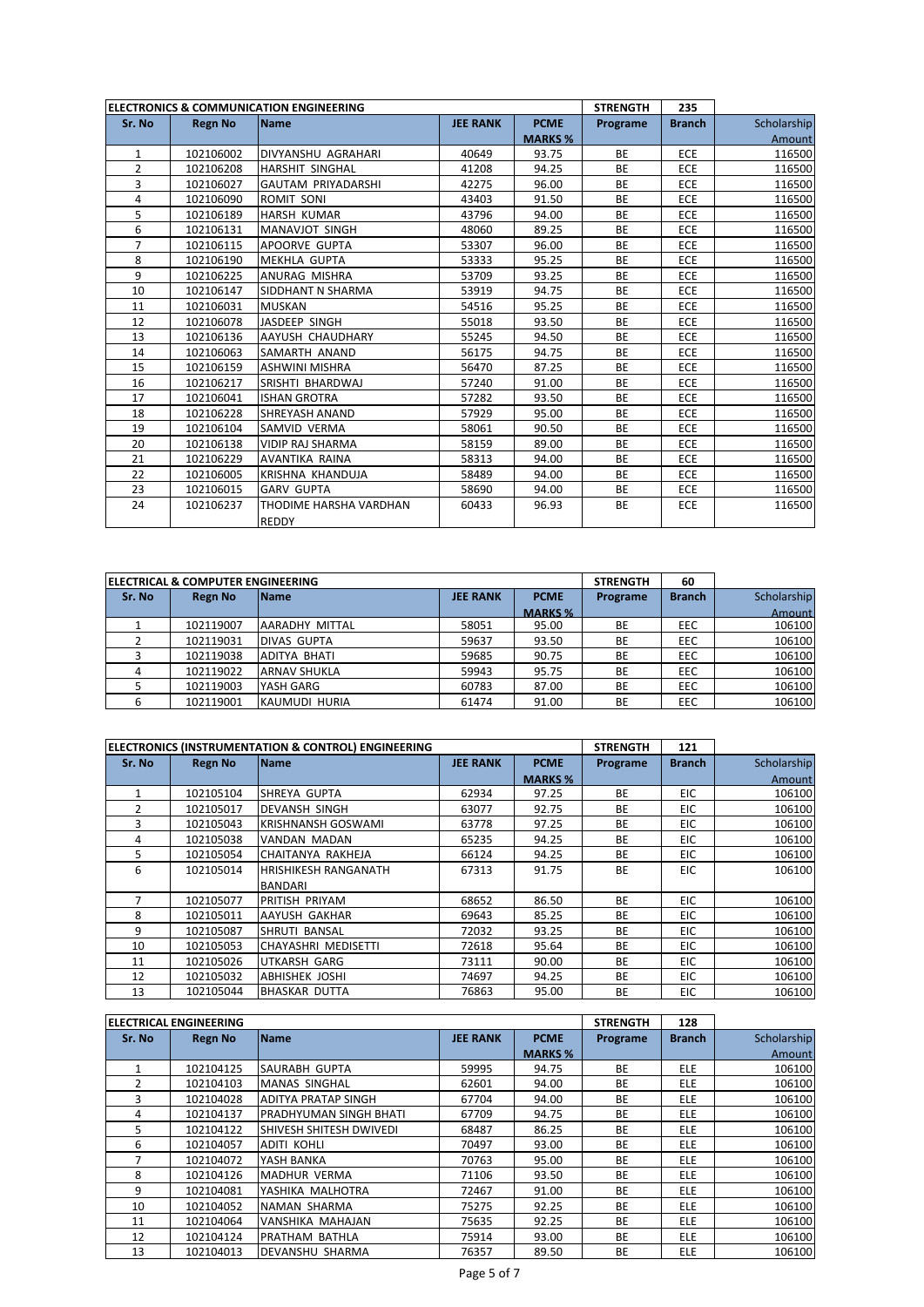| ELECTRONICS & COMMUNICATION ENGINEERING | | | | | STRENGTH | 235 | |
|---|---|---|---|---|---|---|---|
| Sr. No | Regn No | Name | JEE RANK | PCME MARKS % | Programe | Branch | Scholarship Amount |
| 1 | 102106002 | DIVYANSHU AGRAHARI | 40649 | 93.75 | BE | ECE | 116500 |
| 2 | 102106208 | HARSHIT SINGHAL | 41208 | 94.25 | BE | ECE | 116500 |
| 3 | 102106027 | GAUTAM PRIYADARSHI | 42275 | 96.00 | BE | ECE | 116500 |
| 4 | 102106090 | ROMIT SONI | 43403 | 91.50 | BE | ECE | 116500 |
| 5 | 102106189 | HARSH KUMAR | 43796 | 94.00 | BE | ECE | 116500 |
| 6 | 102106131 | MANAVJOT SINGH | 48060 | 89.25 | BE | ECE | 116500 |
| 7 | 102106115 | APOORVE GUPTA | 53307 | 96.00 | BE | ECE | 116500 |
| 8 | 102106190 | MEKHLA GUPTA | 53333 | 95.25 | BE | ECE | 116500 |
| 9 | 102106225 | ANURAG MISHRA | 53709 | 93.25 | BE | ECE | 116500 |
| 10 | 102106147 | SIDDHANT N SHARMA | 53919 | 94.75 | BE | ECE | 116500 |
| 11 | 102106031 | MUSKAN | 54516 | 95.25 | BE | ECE | 116500 |
| 12 | 102106078 | JASDEEP SINGH | 55018 | 93.50 | BE | ECE | 116500 |
| 13 | 102106136 | AAYUSH CHAUDHARY | 55245 | 94.50 | BE | ECE | 116500 |
| 14 | 102106063 | SAMARTH ANAND | 56175 | 94.75 | BE | ECE | 116500 |
| 15 | 102106159 | ASHWINI MISHRA | 56470 | 87.25 | BE | ECE | 116500 |
| 16 | 102106217 | SRISHTI BHARDWAJ | 57240 | 91.00 | BE | ECE | 116500 |
| 17 | 102106041 | ISHAN GROTRA | 57282 | 93.50 | BE | ECE | 116500 |
| 18 | 102106228 | SHREYASH ANAND | 57929 | 95.00 | BE | ECE | 116500 |
| 19 | 102106104 | SAMVID VERMA | 58061 | 90.50 | BE | ECE | 116500 |
| 20 | 102106138 | VIDIP RAJ SHARMA | 58159 | 89.00 | BE | ECE | 116500 |
| 21 | 102106229 | AVANTIKA RAINA | 58313 | 94.00 | BE | ECE | 116500 |
| 22 | 102106005 | KRISHNA KHANDUJA | 58489 | 94.00 | BE | ECE | 116500 |
| 23 | 102106015 | GARV GUPTA | 58690 | 94.00 | BE | ECE | 116500 |
| 24 | 102106237 | THODIME HARSHA VARDHAN REDDY | 60433 | 96.93 | BE | ECE | 116500 |

| ELECTRICAL & COMPUTER ENGINEERING | | | | | STRENGTH | 60 | |
|---|---|---|---|---|---|---|---|
| Sr. No | Regn No | Name | JEE RANK | PCME MARKS % | Programe | Branch | Scholarship Amount |
| 1 | 102119007 | AARADHY MITTAL | 58051 | 95.00 | BE | EEC | 106100 |
| 2 | 102119031 | DIVAS GUPTA | 59637 | 93.50 | BE | EEC | 106100 |
| 3 | 102119038 | ADITYA BHATI | 59685 | 90.75 | BE | EEC | 106100 |
| 4 | 102119022 | ARNAV SHUKLA | 59943 | 95.75 | BE | EEC | 106100 |
| 5 | 102119003 | YASH GARG | 60783 | 87.00 | BE | EEC | 106100 |
| 6 | 102119001 | KAUMUDI HURIA | 61474 | 91.00 | BE | EEC | 106100 |

| ELECTRONICS (INSTRUMENTATION & CONTROL) ENGINEERING | | | | | STRENGTH | 121 | |
|---|---|---|---|---|---|---|---|
| Sr. No | Regn No | Name | JEE RANK | PCME MARKS % | Programe | Branch | Scholarship Amount |
| 1 | 102105104 | SHREYA GUPTA | 62934 | 97.25 | BE | EIC | 106100 |
| 2 | 102105017 | DEVANSH SINGH | 63077 | 92.75 | BE | EIC | 106100 |
| 3 | 102105043 | KRISHNANSH GOSWAMI | 63778 | 97.25 | BE | EIC | 106100 |
| 4 | 102105038 | VANDAN MADAN | 65235 | 94.25 | BE | EIC | 106100 |
| 5 | 102105054 | CHAITANYA RAKHEJA | 66124 | 94.25 | BE | EIC | 106100 |
| 6 | 102105014 | HRISHIKESH RANGANATH BANDARI | 67313 | 91.75 | BE | EIC | 106100 |
| 7 | 102105077 | PRITISH PRIYAM | 68652 | 86.50 | BE | EIC | 106100 |
| 8 | 102105011 | AAYUSH GAKHAR | 69643 | 85.25 | BE | EIC | 106100 |
| 9 | 102105087 | SHRUTI BANSAL | 72032 | 93.25 | BE | EIC | 106100 |
| 10 | 102105053 | CHAYASHRI MEDISETTI | 72618 | 95.64 | BE | EIC | 106100 |
| 11 | 102105026 | UTKARSH GARG | 73111 | 90.00 | BE | EIC | 106100 |
| 12 | 102105032 | ABHISHEK JOSHI | 74697 | 94.25 | BE | EIC | 106100 |
| 13 | 102105044 | BHASKAR DUTTA | 76863 | 95.00 | BE | EIC | 106100 |

| ELECTRICAL ENGINEERING | | | | | STRENGTH | 128 | |
|---|---|---|---|---|---|---|---|
| Sr. No | Regn No | Name | JEE RANK | PCME MARKS % | Programe | Branch | Scholarship Amount |
| 1 | 102104125 | SAURABH GUPTA | 59995 | 94.75 | BE | ELE | 106100 |
| 2 | 102104103 | MANAS SINGHAL | 62601 | 94.00 | BE | ELE | 106100 |
| 3 | 102104028 | ADITYA PRATAP SINGH | 67704 | 94.00 | BE | ELE | 106100 |
| 4 | 102104137 | PRADHYUMAN SINGH BHATI | 67709 | 94.75 | BE | ELE | 106100 |
| 5 | 102104122 | SHIVESH SHITESH DWIVEDI | 68487 | 86.25 | BE | ELE | 106100 |
| 6 | 102104057 | ADITI KOHLI | 70497 | 93.00 | BE | ELE | 106100 |
| 7 | 102104072 | YASH BANKA | 70763 | 95.00 | BE | ELE | 106100 |
| 8 | 102104126 | MADHUR VERMA | 71106 | 93.50 | BE | ELE | 106100 |
| 9 | 102104081 | YASHIKA MALHOTRA | 72467 | 91.00 | BE | ELE | 106100 |
| 10 | 102104052 | NAMAN SHARMA | 75275 | 92.25 | BE | ELE | 106100 |
| 11 | 102104064 | VANSHIKA MAHAJAN | 75635 | 92.25 | BE | ELE | 106100 |
| 12 | 102104124 | PRATHAM BATHLA | 75914 | 93.00 | BE | ELE | 106100 |
| 13 | 102104013 | DEVANSHU SHARMA | 76357 | 89.50 | BE | ELE | 106100 |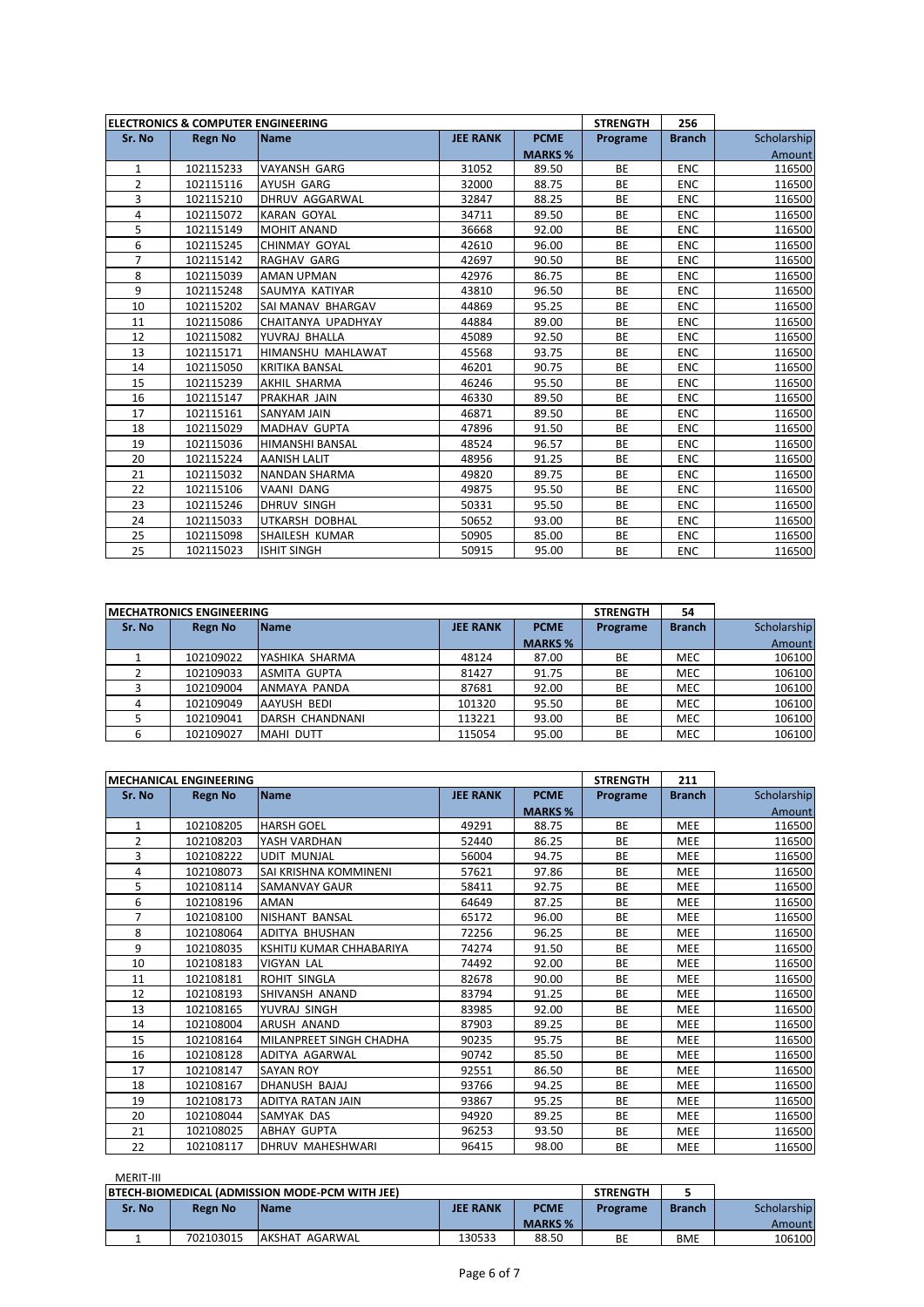| ELECTRONICS & COMPUTER ENGINEERING | | | | | STRENGTH | 256 | |
|---|---|---|---|---|---|---|---|
| Sr. No | Regn No | Name | JEE RANK | PCME MARKS % | Programe | Branch | Scholarship Amount |
| 1 | 102115233 | VAYANSH GARG | 31052 | 89.50 | BE | ENC | 116500 |
| 2 | 102115116 | AYUSH GARG | 32000 | 88.75 | BE | ENC | 116500 |
| 3 | 102115210 | DHRUV AGGARWAL | 32847 | 88.25 | BE | ENC | 116500 |
| 4 | 102115072 | KARAN GOYAL | 34711 | 89.50 | BE | ENC | 116500 |
| 5 | 102115149 | MOHIT ANAND | 36668 | 92.00 | BE | ENC | 116500 |
| 6 | 102115245 | CHINMAY GOYAL | 42610 | 96.00 | BE | ENC | 116500 |
| 7 | 102115142 | RAGHAV GARG | 42697 | 90.50 | BE | ENC | 116500 |
| 8 | 102115039 | AMAN UPMAN | 42976 | 86.75 | BE | ENC | 116500 |
| 9 | 102115248 | SAUMYA KATIYAR | 43810 | 96.50 | BE | ENC | 116500 |
| 10 | 102115202 | SAI MANAV BHARGAV | 44869 | 95.25 | BE | ENC | 116500 |
| 11 | 102115086 | CHAITANYA UPADHYAY | 44884 | 89.00 | BE | ENC | 116500 |
| 12 | 102115082 | YUVRAJ BHALLA | 45089 | 92.50 | BE | ENC | 116500 |
| 13 | 102115171 | HIMANSHU MAHLAWAT | 45568 | 93.75 | BE | ENC | 116500 |
| 14 | 102115050 | KRITIKA BANSAL | 46201 | 90.75 | BE | ENC | 116500 |
| 15 | 102115239 | AKHIL SHARMA | 46246 | 95.50 | BE | ENC | 116500 |
| 16 | 102115147 | PRAKHAR JAIN | 46330 | 89.50 | BE | ENC | 116500 |
| 17 | 102115161 | SANYAM JAIN | 46871 | 89.50 | BE | ENC | 116500 |
| 18 | 102115029 | MADHAV GUPTA | 47896 | 91.50 | BE | ENC | 116500 |
| 19 | 102115036 | HIMANSHI BANSAL | 48524 | 96.57 | BE | ENC | 116500 |
| 20 | 102115224 | AANISH LALIT | 48956 | 91.25 | BE | ENC | 116500 |
| 21 | 102115032 | NANDAN SHARMA | 49820 | 89.75 | BE | ENC | 116500 |
| 22 | 102115106 | VAANI DANG | 49875 | 95.50 | BE | ENC | 116500 |
| 23 | 102115246 | DHRUV SINGH | 50331 | 95.50 | BE | ENC | 116500 |
| 24 | 102115033 | UTKARSH DOBHAL | 50652 | 93.00 | BE | ENC | 116500 |
| 25 | 102115098 | SHAILESH KUMAR | 50905 | 85.00 | BE | ENC | 116500 |
| 25 | 102115023 | ISHIT SINGH | 50915 | 95.00 | BE | ENC | 116500 |

| MECHATRONICS ENGINEERING | | | | | STRENGTH | 54 | |
|---|---|---|---|---|---|---|---|
| Sr. No | Regn No | Name | JEE RANK | PCME MARKS % | Programe | Branch | Scholarship Amount |
| 1 | 102109022 | YASHIKA SHARMA | 48124 | 87.00 | BE | MEC | 106100 |
| 2 | 102109033 | ASMITA GUPTA | 81427 | 91.75 | BE | MEC | 106100 |
| 3 | 102109004 | ANMAYA PANDA | 87681 | 92.00 | BE | MEC | 106100 |
| 4 | 102109049 | AAYUSH BEDI | 101320 | 95.50 | BE | MEC | 106100 |
| 5 | 102109041 | DARSH CHANDNANI | 113221 | 93.00 | BE | MEC | 106100 |
| 6 | 102109027 | MAHI DUTT | 115054 | 95.00 | BE | MEC | 106100 |

| MECHANICAL ENGINEERING | | | | | STRENGTH | 211 | |
|---|---|---|---|---|---|---|---|
| Sr. No | Regn No | Name | JEE RANK | PCME MARKS % | Programe | Branch | Scholarship Amount |
| 1 | 102108205 | HARSH GOEL | 49291 | 88.75 | BE | MEE | 116500 |
| 2 | 102108203 | YASH VARDHAN | 52440 | 86.25 | BE | MEE | 116500 |
| 3 | 102108222 | UDIT MUNJAL | 56004 | 94.75 | BE | MEE | 116500 |
| 4 | 102108073 | SAI KRISHNA KOMMINENI | 57621 | 97.86 | BE | MEE | 116500 |
| 5 | 102108114 | SAMANVAY GAUR | 58411 | 92.75 | BE | MEE | 116500 |
| 6 | 102108196 | AMAN | 64649 | 87.25 | BE | MEE | 116500 |
| 7 | 102108100 | NISHANT BANSAL | 65172 | 96.00 | BE | MEE | 116500 |
| 8 | 102108064 | ADITYA BHUSHAN | 72256 | 96.25 | BE | MEE | 116500 |
| 9 | 102108035 | KSHITIJ KUMAR CHHABARIYA | 74274 | 91.50 | BE | MEE | 116500 |
| 10 | 102108183 | VIGYAN LAL | 74492 | 92.00 | BE | MEE | 116500 |
| 11 | 102108181 | ROHIT SINGLA | 82678 | 90.00 | BE | MEE | 116500 |
| 12 | 102108193 | SHIVANSH ANAND | 83794 | 91.25 | BE | MEE | 116500 |
| 13 | 102108165 | YUVRAJ SINGH | 83985 | 92.00 | BE | MEE | 116500 |
| 14 | 102108004 | ARUSH ANAND | 87903 | 89.25 | BE | MEE | 116500 |
| 15 | 102108164 | MILANPREET SINGH CHADHA | 90235 | 95.75 | BE | MEE | 116500 |
| 16 | 102108128 | ADITYA AGARWAL | 90742 | 85.50 | BE | MEE | 116500 |
| 17 | 102108147 | SAYAN ROY | 92551 | 86.50 | BE | MEE | 116500 |
| 18 | 102108167 | DHANUSH BAJAJ | 93766 | 94.25 | BE | MEE | 116500 |
| 19 | 102108173 | ADITYA RATAN JAIN | 93867 | 95.25 | BE | MEE | 116500 |
| 20 | 102108044 | SAMYAK DAS | 94920 | 89.25 | BE | MEE | 116500 |
| 21 | 102108025 | ABHAY GUPTA | 96253 | 93.50 | BE | MEE | 116500 |
| 22 | 102108117 | DHRUV MAHESHWARI | 96415 | 98.00 | BE | MEE | 116500 |

MERIT-III

| BTECH-BIOMEDICAL (ADMISSION MODE-PCM WITH JEE) | | | | | STRENGTH | 5 | |
|---|---|---|---|---|---|---|---|
| Sr. No | Regn No | Name | JEE RANK | PCME MARKS % | Programe | Branch | Scholarship Amount |
| 1 | 702103015 | AKSHAT AGARWAL | 130533 | 88.50 | BE | BME | 106100 |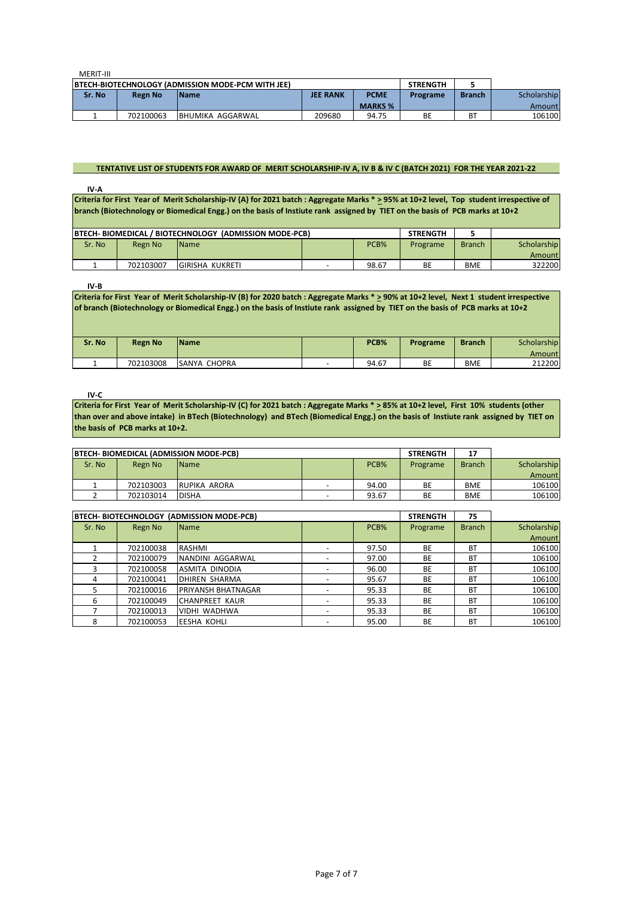MERIT-III

| BTECH-BIOTECHNOLOGY (ADMISSION MODE-PCM WITH JEE) | | | | | STRENGTH | 5 | |
|---|---|---|---|---|---|---|---|
| **Sr. No** | **Regn No** | **Name** | **JEE RANK** | **PCME MARKS %** | **Programe** | **Branch** | Scholarship Amount |
| 1 | 702100063 | BHUMIKA AGGARWAL | 209680 | 94.75 | BE | BT | 106100 |

**TENTATIVE LIST OF STUDENTS FOR AWARD OF MERIT SCHOLARSHIP-IV A, IV B & IV C (BATCH 2021) FOR THE YEAR 2021-22**

**IV-A**

**Criteria for First Year of Merit Scholarship-IV (A) for 2021 batch : Aggregate Marks * ≥ 95% at 10+2 level, Top student irrespective of branch (Biotechnology or Biomedical Engg.) on the basis of Instiute rank assigned by TIET on the basis of PCB marks at 10+2**

| BTECH- BIOMEDICAL / BIOTECHNOLOGY (ADMISSION MODE-PCB) | | | | | STRENGTH | 5 | |
|---|---|---|---|---|---|---|---|
| Sr. No | Regn No | Name | | PCB% | Programe | Branch | Scholarship Amount |
| 1 | 702103007 | GIRISHA KUKRETI | - | 98.67 | BE | BME | 322200 |

**IV-B**

**Criteria for First Year of Merit Scholarship-IV (B) for 2020 batch : Aggregate Marks * ≥ 90% at 10+2 level, Next 1 student irrespective of branch (Biotechnology or Biomedical Engg.) on the basis of Instiute rank assigned by TIET on the basis of PCB marks at 10+2**

| **Sr. No** | **Regn No** | **Name** | | **PCB%** | **Programe** | **Branch** | Scholarship Amount |
|---|---|---|---|---|---|---|---|
| 1 | 702103008 | SANYA CHOPRA | - | 94.67 | BE | BME | 212200 |

**IV-C**

**Criteria for First Year of Merit Scholarship-IV (C) for 2021 batch : Aggregate Marks * ≥ 85% at 10+2 level, First 10% students (other than over and above intake) in BTech (Biotechnology) and BTech (Biomedical Engg.) on the basis of Instiute rank assigned by TIET on the basis of PCB marks at 10+2.**

| BTECH- BIOMEDICAL (ADMISSION MODE-PCB) | | | | | STRENGTH | 17 | |
|---|---|---|---|---|---|---|---|
| Sr. No | Regn No | Name | | PCB% | Programe | Branch | Scholarship Amount |
| 1 | 702103003 | RUPIKA ARORA | - | 94.00 | BE | BME | 106100 |
| 2 | 702103014 | DISHA | - | 93.67 | BE | BME | 106100 |

| BTECH- BIOTECHNOLOGY (ADMISSION MODE-PCB) | | | | | STRENGTH | 75 | |
|---|---|---|---|---|---|---|---|
| Sr. No | Regn No | Name | | PCB% | Programe | Branch | Scholarship Amount |
| 1 | 702100038 | RASHMI | - | 97.50 | BE | BT | 106100 |
| 2 | 702100079 | NANDINI AGGARWAL | - | 97.00 | BE | BT | 106100 |
| 3 | 702100058 | ASMITA DINODIA | - | 96.00 | BE | BT | 106100 |
| 4 | 702100041 | DHIREN SHARMA | - | 95.67 | BE | BT | 106100 |
| 5 | 702100016 | PRIYANSH BHATNAGAR | - | 95.33 | BE | BT | 106100 |
| 6 | 702100049 | CHANPREET KAUR | - | 95.33 | BE | BT | 106100 |
| 7 | 702100013 | VIDHI WADHWA | - | 95.33 | BE | BT | 106100 |
| 8 | 702100053 | EESHA KOHLI | - | 95.00 | BE | BT | 106100 |